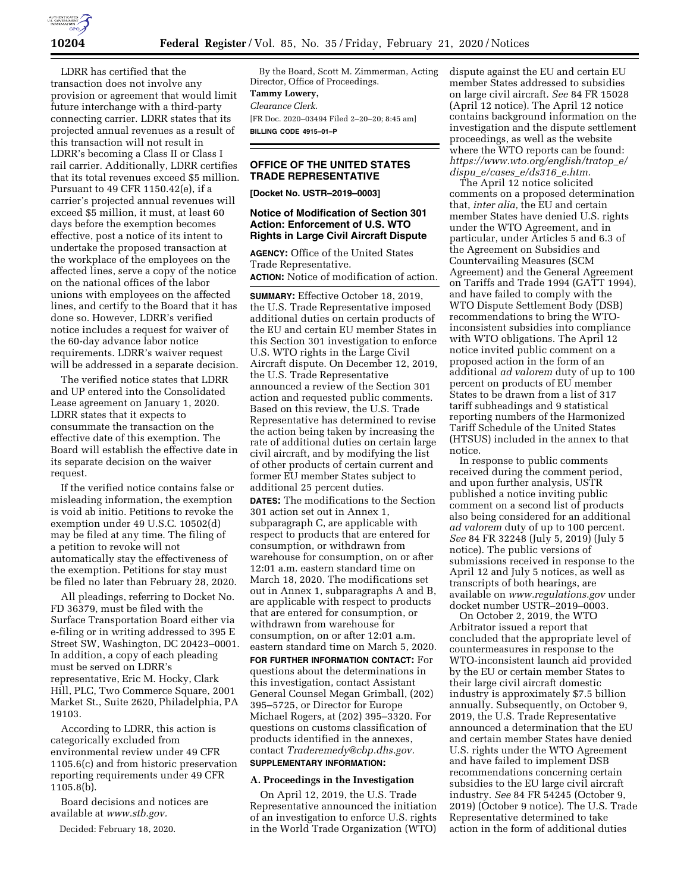LDRR has certified that the transaction does not involve any provision or agreement that would limit future interchange with a third-party connecting carrier. LDRR states that its projected annual revenues as a result of this transaction will not result in LDRR's becoming a Class II or Class I rail carrier. Additionally, LDRR certifies that its total revenues exceed $5 million. Pursuant to 49 CFR 1150.42(e), if a carrier's projected annual revenues will exceed $5 million, it must, at least 60 days before the exemption becomes effective, post a notice of its intent to undertake the proposed transaction at the workplace of the employees on the affected lines, serve a copy of the notice on the national offices of the labor unions with employees on the affected lines, and certify to the Board that it has done so. However, LDRR's verified notice includes a request for waiver of the 60-day advance labor notice requirements. LDRR's waiver request will be addressed in a separate decision.

The verified notice states that LDRR and UP entered into the Consolidated Lease agreement on January 1, 2020. LDRR states that it expects to consummate the transaction on the effective date of this exemption. The Board will establish the effective date in its separate decision on the waiver request.

If the verified notice contains false or misleading information, the exemption is void ab initio. Petitions to revoke the exemption under 49 U.S.C. 10502(d) may be filed at any time. The filing of a petition to revoke will not automatically stay the effectiveness of the exemption. Petitions for stay must be filed no later than February 28, 2020.

All pleadings, referring to Docket No. FD 36379, must be filed with the Surface Transportation Board either via e-filing or in writing addressed to 395 E Street SW, Washington, DC 20423–0001. In addition, a copy of each pleading must be served on LDRR's representative, Eric M. Hocky, Clark Hill, PLC, Two Commerce Square, 2001 Market St., Suite 2620, Philadelphia, PA 19103.

According to LDRR, this action is categorically excluded from environmental review under 49 CFR 1105.6(c) and from historic preservation reporting requirements under 49 CFR 1105.8(b).

Board decisions and notices are available at *www.stb.gov.*

Decided: February 18, 2020.

By the Board, Scott M. Zimmerman, Acting Director, Office of Proceedings.

**Tammy Lowery,**

*Clearance Clerk.*

[FR Doc. 2020–03494 Filed 2–20–20; 8:45 am]

**BILLING CODE 4915–01–P**

## OFFICE OF THE UNITED STATES TRADE REPRESENTATIVE

**[Docket No. USTR–2019–0003]**

### Notice of Modification of Section 301 Action: Enforcement of U.S. WTO Rights in Large Civil Aircraft Dispute

**AGENCY:** Office of the United States Trade Representative.

**ACTION:** Notice of modification of action.

**SUMMARY:** Effective October 18, 2019, the U.S. Trade Representative imposed additional duties on certain products of the EU and certain EU member States in this Section 301 investigation to enforce U.S. WTO rights in the Large Civil Aircraft dispute. On December 12, 2019, the U.S. Trade Representative announced a review of the Section 301 action and requested public comments. Based on this review, the U.S. Trade Representative has determined to revise the action being taken by increasing the rate of additional duties on certain large civil aircraft, and by modifying the list of other products of certain current and former EU member States subject to additional 25 percent duties.

**DATES:** The modifications to the Section 301 action set out in Annex 1, subparagraph C, are applicable with respect to products that are entered for consumption, or withdrawn from warehouse for consumption, on or after 12:01 a.m. eastern standard time on March 18, 2020. The modifications set out in Annex 1, subparagraphs A and B, are applicable with respect to products that are entered for consumption, or withdrawn from warehouse for consumption, on or after 12:01 a.m. eastern standard time on March 5, 2020.

**FOR FURTHER INFORMATION CONTACT:** For questions about the determinations in this investigation, contact Assistant General Counsel Megan Grimball, (202) 395–5725, or Director for Europe Michael Rogers, at (202) 395–3320. For questions on customs classification of products identified in the annexes, contact *Traderemedy@cbp.dhs.gov.*

**SUPPLEMENTARY INFORMATION:**

#### A. Proceedings in the Investigation

On April 12, 2019, the U.S. Trade Representative announced the initiation of an investigation to enforce U.S. rights in the World Trade Organization (WTO) dispute against the EU and certain EU member States addressed to subsidies on large civil aircraft. *See* 84 FR 15028 (April 12 notice). The April 12 notice contains background information on the investigation and the dispute settlement proceedings, as well as the website where the WTO reports can be found: *https://www.wto.org/english/tratop_e/dispu_e/cases_e/ds316_e.htm.*

The April 12 notice solicited comments on a proposed determination that, *inter alia,* the EU and certain member States have denied U.S. rights under the WTO Agreement, and in particular, under Articles 5 and 6.3 of the Agreement on Subsidies and Countervailing Measures (SCM Agreement) and the General Agreement on Tariffs and Trade 1994 (GATT 1994), and have failed to comply with the WTO Dispute Settlement Body (DSB) recommendations to bring the WTO-inconsistent subsidies into compliance with WTO obligations. The April 12 notice invited public comment on a proposed action in the form of an additional *ad valorem* duty of up to 100 percent on products of EU member States to be drawn from a list of 317 tariff subheadings and 9 statistical reporting numbers of the Harmonized Tariff Schedule of the United States (HTSUS) included in the annex to that notice.

In response to public comments received during the comment period, and upon further analysis, USTR published a notice inviting public comment on a second list of products also being considered for an additional *ad valorem* duty of up to 100 percent. *See* 84 FR 32248 (July 5, 2019) (July 5 notice). The public versions of submissions received in response to the April 12 and July 5 notices, as well as transcripts of both hearings, are available on *www.regulations.gov* under docket number USTR–2019–0003.

On October 2, 2019, the WTO Arbitrator issued a report that concluded that the appropriate level of countermeasures in response to the WTO-inconsistent launch aid provided by the EU or certain member States to their large civil aircraft domestic industry is approximately $7.5 billion annually. Subsequently, on October 9, 2019, the U.S. Trade Representative announced a determination that the EU and certain member States have denied U.S. rights under the WTO Agreement and have failed to implement DSB recommendations concerning certain subsidies to the EU large civil aircraft industry. *See* 84 FR 54245 (October 9, 2019) (October 9 notice). The U.S. Trade Representative determined to take action in the form of additional duties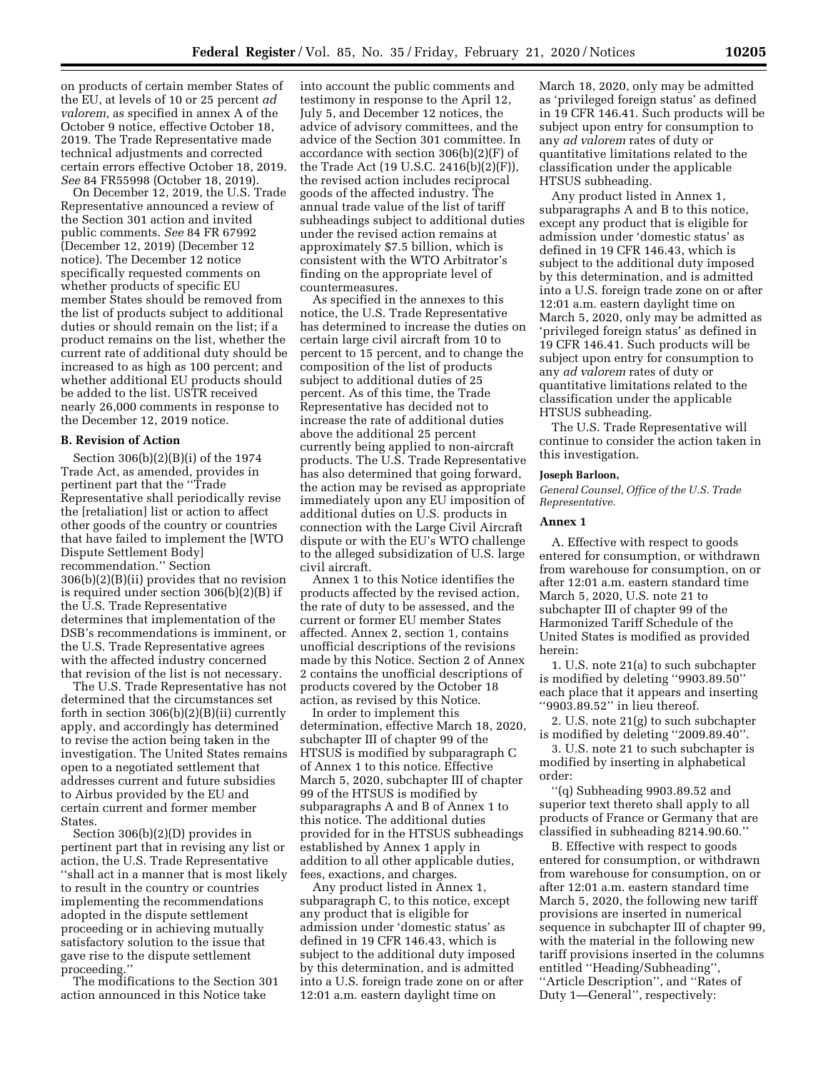on products of certain member States of the EU, at levels of 10 or 25 percent *ad valorem,* as specified in annex A of the October 9 notice, effective October 18, 2019. The Trade Representative made technical adjustments and corrected certain errors effective October 18, 2019. *See* 84 FR55998 (October 18, 2019).

On December 12, 2019, the U.S. Trade Representative announced a review of the Section 301 action and invited public comments. *See* 84 FR 67992 (December 12, 2019) (December 12 notice). The December 12 notice specifically requested comments on whether products of specific EU member States should be removed from the list of products subject to additional duties or should remain on the list; if a product remains on the list, whether the current rate of additional duty should be increased to as high as 100 percent; and whether additional EU products should be added to the list. USTR received nearly 26,000 comments in response to the December 12, 2019 notice.

### B. Revision of Action

Section 306(b)(2)(B)(i) of the 1974 Trade Act, as amended, provides in pertinent part that the ''Trade Representative shall periodically revise the [retaliation] list or action to affect other goods of the country or countries that have failed to implement the [WTO Dispute Settlement Body] recommendation.'' Section 306(b)(2)(B)(ii) provides that no revision is required under section 306(b)(2)(B) if the U.S. Trade Representative determines that implementation of the DSB's recommendations is imminent, or the U.S. Trade Representative agrees with the affected industry concerned that revision of the list is not necessary.

The U.S. Trade Representative has not determined that the circumstances set forth in section 306(b)(2)(B)(ii) currently apply, and accordingly has determined to revise the action being taken in the investigation. The United States remains open to a negotiated settlement that addresses current and future subsidies to Airbus provided by the EU and certain current and former member States.

Section 306(b)(2)(D) provides in pertinent part that in revising any list or action, the U.S. Trade Representative ''shall act in a manner that is most likely to result in the country or countries implementing the recommendations adopted in the dispute settlement proceeding or in achieving mutually satisfactory solution to the issue that gave rise to the dispute settlement proceeding.''

The modifications to the Section 301 action announced in this Notice take into account the public comments and testimony in response to the April 12, July 5, and December 12 notices, the advice of advisory committees, and the advice of the Section 301 committee. In accordance with section 306(b)(2)(F) of the Trade Act (19 U.S.C. 2416(b)(2)(F)), the revised action includes reciprocal goods of the affected industry. The annual trade value of the list of tariff subheadings subject to additional duties under the revised action remains at approximately $7.5 billion, which is consistent with the WTO Arbitrator's finding on the appropriate level of countermeasures.

As specified in the annexes to this notice, the U.S. Trade Representative has determined to increase the duties on certain large civil aircraft from 10 to percent to 15 percent, and to change the composition of the list of products subject to additional duties of 25 percent. As of this time, the Trade Representative has decided not to increase the rate of additional duties above the additional 25 percent currently being applied to non-aircraft products. The U.S. Trade Representative has also determined that going forward, the action may be revised as appropriate immediately upon any EU imposition of additional duties on U.S. products in connection with the Large Civil Aircraft dispute or with the EU's WTO challenge to the alleged subsidization of U.S. large civil aircraft.

Annex 1 to this Notice identifies the products affected by the revised action, the rate of duty to be assessed, and the current or former EU member States affected. Annex 2, section 1, contains unofficial descriptions of the revisions made by this Notice. Section 2 of Annex 2 contains the unofficial descriptions of products covered by the October 18 action, as revised by this Notice.

In order to implement this determination, effective March 18, 2020, subchapter III of chapter 99 of the HTSUS is modified by subparagraph C of Annex 1 to this notice. Effective March 5, 2020, subchapter III of chapter 99 of the HTSUS is modified by subparagraphs A and B of Annex 1 to this notice. The additional duties provided for in the HTSUS subheadings established by Annex 1 apply in addition to all other applicable duties, fees, exactions, and charges.

Any product listed in Annex 1, subparagraph C, to this notice, except any product that is eligible for admission under 'domestic status' as defined in 19 CFR 146.43, which is subject to the additional duty imposed by this determination, and is admitted into a U.S. foreign trade zone on or after 12:01 a.m. eastern daylight time on March 18, 2020, only may be admitted as 'privileged foreign status' as defined in 19 CFR 146.41. Such products will be subject upon entry for consumption to any *ad valorem* rates of duty or quantitative limitations related to the classification under the applicable HTSUS subheading.

Any product listed in Annex 1, subparagraphs A and B to this notice, except any product that is eligible for admission under 'domestic status' as defined in 19 CFR 146.43, which is subject to the additional duty imposed by this determination, and is admitted into a U.S. foreign trade zone on or after 12:01 a.m. eastern daylight time on March 5, 2020, only may be admitted as 'privileged foreign status' as defined in 19 CFR 146.41. Such products will be subject upon entry for consumption to any *ad valorem* rates of duty or quantitative limitations related to the classification under the applicable HTSUS subheading.

The U.S. Trade Representative will continue to consider the action taken in this investigation.

**Joseph Barloon,**

*General Counsel, Office of the U.S. Trade Representative.*

### Annex 1

A. Effective with respect to goods entered for consumption, or withdrawn from warehouse for consumption, on or after 12:01 a.m. eastern standard time March 5, 2020, U.S. note 21 to subchapter III of chapter 99 of the Harmonized Tariff Schedule of the United States is modified as provided herein:

1. U.S. note 21(a) to such subchapter is modified by deleting ''9903.89.50'' each place that it appears and inserting ''9903.89.52'' in lieu thereof.

2. U.S. note 21(g) to such subchapter is modified by deleting ''2009.89.40''.

3. U.S. note 21 to such subchapter is modified by inserting in alphabetical order:

''(q) Subheading 9903.89.52 and superior text thereto shall apply to all products of France or Germany that are classified in subheading 8214.90.60.''

B. Effective with respect to goods entered for consumption, or withdrawn from warehouse for consumption, on or after 12:01 a.m. eastern standard time March 5, 2020, the following new tariff provisions are inserted in numerical sequence in subchapter III of chapter 99, with the material in the following new tariff provisions inserted in the columns entitled ''Heading/Subheading'', ''Article Description'', and ''Rates of Duty 1—General'', respectively: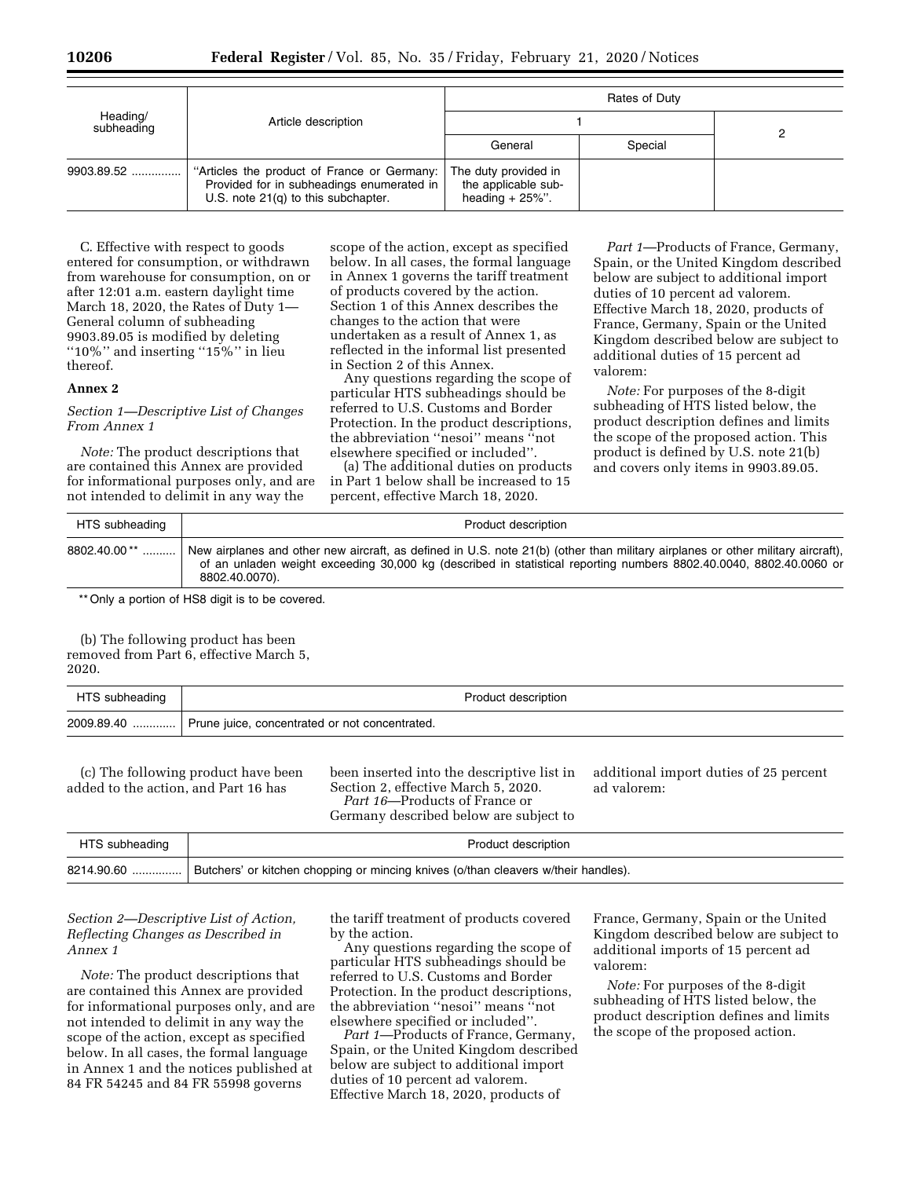| Heading/ subheading | Article description | Rates of Duty | | |
|---|---|---|---|---|
| | | 1 | | 2 |
| | | General | Special | |
| 9903.89.52 .............. | "Articles the product of France or Germany: Provided for in subheadings enumerated in U.S. note 21(q) to this subchapter. | The duty provided in the applicable sub-heading + 25%". | | |

C. Effective with respect to goods entered for consumption, or withdrawn from warehouse for consumption, on or after 12:01 a.m. eastern daylight time March 18, 2020, the Rates of Duty 1—General column of subheading 9903.89.05 is modified by deleting "10%" and inserting "15%" in lieu thereof.

## Annex 2

### *Section 1—Descriptive List of Changes From Annex 1*

*Note:* The product descriptions that are contained this Annex are provided for informational purposes only, and are not intended to delimit in any way the scope of the action, except as specified below. In all cases, the formal language in Annex 1 governs the tariff treatment of products covered by the action. Section 1 of this Annex describes the changes to the action that were undertaken as a result of Annex 1, as reflected in the informal list presented in Section 2 of this Annex.

Any questions regarding the scope of particular HTS subheadings should be referred to U.S. Customs and Border Protection. In the product descriptions, the abbreviation "nesoi" means "not elsewhere specified or included".

(a) The additional duties on products in Part 1 below shall be increased to 15 percent, effective March 18, 2020.

*Part 1*—Products of France, Germany, Spain, or the United Kingdom described below are subject to additional import duties of 10 percent ad valorem. Effective March 18, 2020, products of France, Germany, Spain or the United Kingdom described below are subject to additional duties of 15 percent ad valorem:

*Note:* For purposes of the 8-digit subheading of HTS listed below, the product description defines and limits the scope of the proposed action. This product is defined by U.S. note 21(b) and covers only items in 9903.89.05.

| HTS subheading | Product description |
|---|---|
| 8802.40.00 ** .......... | New airplanes and other new aircraft, as defined in U.S. note 21(b) (other than military airplanes or other military aircraft), of an unladen weight exceeding 30,000 kg (described in statistical reporting numbers 8802.40.0040, 8802.40.0060 or 8802.40.0070). |

** Only a portion of HS8 digit is to be covered.

(b) The following product has been removed from Part 6, effective March 5, 2020.

| HTS subheading | Product description |
|---|---|
| 2009.89.40 ............. | Prune juice, concentrated or not concentrated. |

(c) The following product have been added to the action, and Part 16 has been inserted into the descriptive list in Section 2, effective March 5, 2020.

*Part 16*—Products of France or Germany described below are subject to additional import duties of 25 percent ad valorem:

| HTS subheading | Product description |
|---|---|
| 8214.90.60 ............... | Butchers' or kitchen chopping or mincing knives (o/than cleavers w/their handles). |

### *Section 2—Descriptive List of Action, Reflecting Changes as Described in Annex 1*

*Note:* The product descriptions that are contained this Annex are provided for informational purposes only, and are not intended to delimit in any way the scope of the action, except as specified below. In all cases, the formal language in Annex 1 and the notices published at 84 FR 54245 and 84 FR 55998 governs the tariff treatment of products covered by the action.

Any questions regarding the scope of particular HTS subheadings should be referred to U.S. Customs and Border Protection. In the product descriptions, the abbreviation "nesoi" means "not elsewhere specified or included".

*Part 1*—Products of France, Germany, Spain, or the United Kingdom described below are subject to additional import duties of 10 percent ad valorem. Effective March 18, 2020, products of France, Germany, Spain or the United Kingdom described below are subject to additional imports of 15 percent ad valorem:

*Note:* For purposes of the 8-digit subheading of HTS listed below, the product description defines and limits the scope of the proposed action.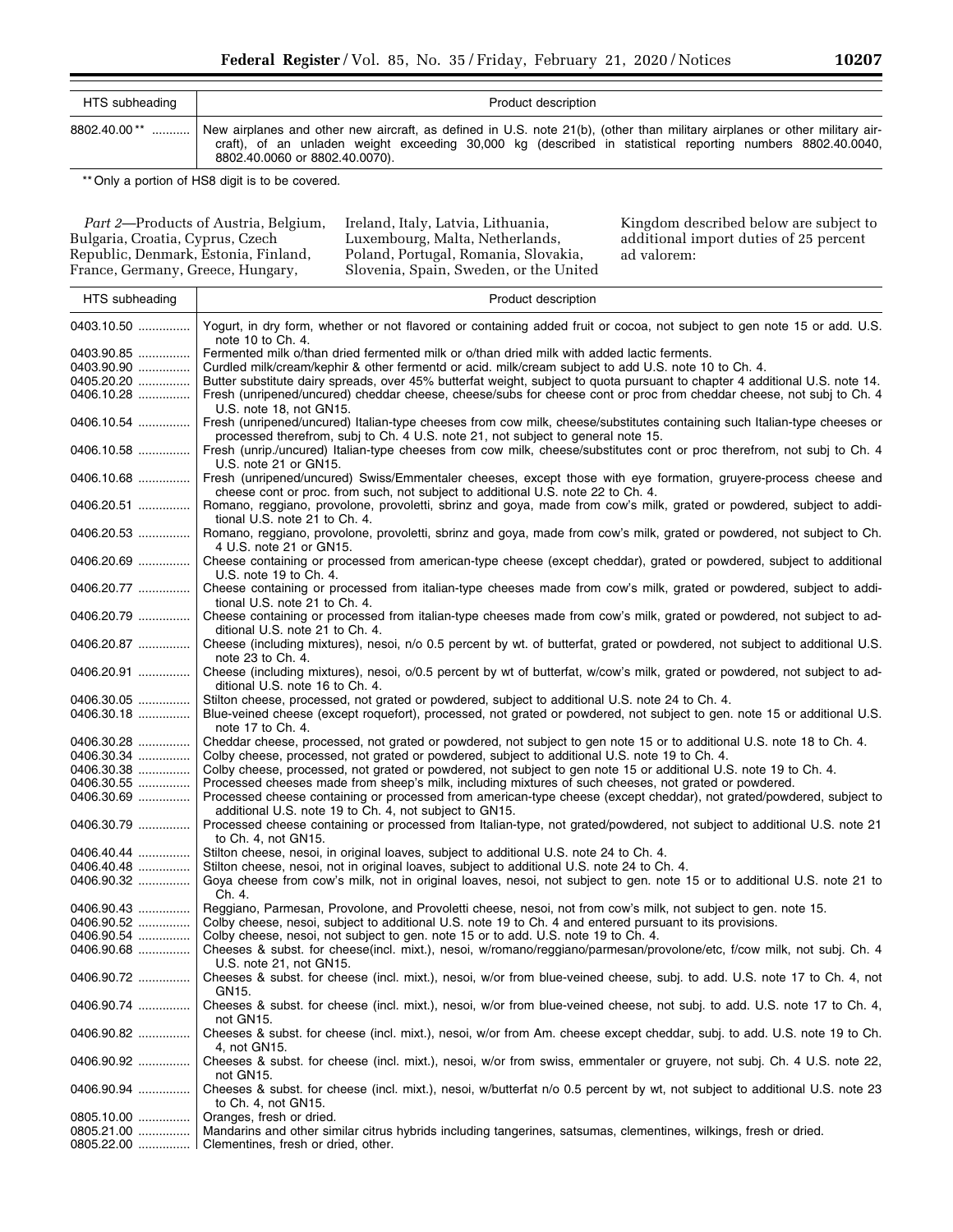| HTS subheading | Product description |
|---|---|
| 8802.40.00 ** | New airplanes and other new aircraft, as defined in U.S. note 21(b), (other than military airplanes or other military aircraft), of an unladen weight exceeding 30,000 kg (described in statistical reporting numbers 8802.40.0040, 8802.40.0060 or 8802.40.0070). |

** Only a portion of HS8 digit is to be covered.

*Part 2*—Products of Austria, Belgium, Bulgaria, Croatia, Cyprus, Czech Republic, Denmark, Estonia, Finland, France, Germany, Greece, Hungary, Ireland, Italy, Latvia, Lithuania, Luxembourg, Malta, Netherlands, Poland, Portugal, Romania, Slovakia, Slovenia, Spain, Sweden, or the United Kingdom described below are subject to additional import duties of 25 percent ad valorem:

| HTS subheading | Product description |
|---|---|
| 0403.10.50 | Yogurt, in dry form, whether or not flavored or containing added fruit or cocoa, not subject to gen note 15 or add. U.S. note 10 to Ch. 4. |
| 0403.90.85 | Fermented milk o/than dried fermented milk or o/than dried milk with added lactic ferments. |
| 0403.90.90 | Curdled milk/cream/kephir & other fermentd or acid. milk/cream subject to add U.S. note 10 to Ch. 4. |
| 0405.20.20 | Butter substitute dairy spreads, over 45% butterfat weight, subject to quota pursuant to chapter 4 additional U.S. note 14. |
| 0406.10.28 | Fresh (unripened/uncured) cheddar cheese, cheese/subs for cheese cont or proc from cheddar cheese, not subj to Ch. 4 U.S. note 18, not GN15. |
| 0406.10.54 | Fresh (unripened/uncured) Italian-type cheeses from cow milk, cheese/substitutes containing such Italian-type cheeses or processed therefrom, subj to Ch. 4 U.S. note 21, not subject to general note 15. |
| 0406.10.58 | Fresh (unrip./uncured) Italian-type cheeses from cow milk, cheese/substitutes cont or proc therefrom, not subj to Ch. 4 U.S. note 21 or GN15. |
| 0406.10.68 | Fresh (unripened/uncured) Swiss/Emmentaler cheeses, except those with eye formation, gruyere-process cheese and cheese cont or proc. from such, not subject to additional U.S. note 22 to Ch. 4. |
| 0406.20.51 | Romano, reggiano, provolone, provoletti, sbrinz and goya, made from cow's milk, grated or powdered, subject to additional U.S. note 21 to Ch. 4. |
| 0406.20.53 | Romano, reggiano, provolone, provoletti, sbrinz and goya, made from cow's milk, grated or powdered, not subject to Ch. 4 U.S. note 21 or GN15. |
| 0406.20.69 | Cheese containing or processed from american-type cheese (except cheddar), grated or powdered, subject to additional U.S. note 19 to Ch. 4. |
| 0406.20.77 | Cheese containing or processed from italian-type cheeses made from cow's milk, grated or powdered, subject to additional U.S. note 21 to Ch. 4. |
| 0406.20.79 | Cheese containing or processed from italian-type cheeses made from cow's milk, grated or powdered, not subject to additional U.S. note 21 to Ch. 4. |
| 0406.20.87 | Cheese (including mixtures), nesoi, n/o 0.5 percent by wt. of butterfat, grated or powdered, not subject to additional U.S. note 23 to Ch. 4. |
| 0406.20.91 | Cheese (including mixtures), nesoi, o/0.5 percent by wt of butterfat, w/cow's milk, grated or powdered, not subject to additional U.S. note 16 to Ch. 4. |
| 0406.30.05 | Stilton cheese, processed, not grated or powdered, subject to additional U.S. note 24 to Ch. 4. |
| 0406.30.18 | Blue-veined cheese (except roquefort), processed, not grated or powdered, not subject to gen. note 15 or additional U.S. note 17 to Ch. 4. |
| 0406.30.28 | Cheddar cheese, processed, not grated or powdered, not subject to gen note 15 or to additional U.S. note 18 to Ch. 4. |
| 0406.30.34 | Colby cheese, processed, not grated or powdered, subject to additional U.S. note 19 to Ch. 4. |
| 0406.30.38 | Colby cheese, processed, not grated or powdered, not subject to gen note 15 or additional U.S. note 19 to Ch. 4. |
| 0406.30.55 | Processed cheeses made from sheep's milk, including mixtures of such cheeses, not grated or powdered. |
| 0406.30.69 | Processed cheese containing or processed from american-type cheese (except cheddar), not grated/powdered, subject to additional U.S. note 19 to Ch. 4, not subject to GN15. |
| 0406.30.79 | Processed cheese containing or processed from Italian-type, not grated/powdered, not subject to additional U.S. note 21 to Ch. 4, not GN15. |
| 0406.40.44 | Stilton cheese, nesoi, in original loaves, subject to additional U.S. note 24 to Ch. 4. |
| 0406.40.48 | Stilton cheese, nesoi, not in original loaves, subject to additional U.S. note 24 to Ch. 4. |
| 0406.90.32 | Goya cheese from cow's milk, not in original loaves, nesoi, not subject to gen. note 15 or to additional U.S. note 21 to Ch. 4. |
| 0406.90.43 | Reggiano, Parmesan, Provolone, and Provoletti cheese, nesoi, not from cow's milk, not subject to gen. note 15. |
| 0406.90.52 | Colby cheese, nesoi, subject to additional U.S. note 19 to Ch. 4 and entered pursuant to its provisions. |
| 0406.90.54 | Colby cheese, nesoi, not subject to gen. note 15 or to add. U.S. note 19 to Ch. 4. |
| 0406.90.68 | Cheeses & subst. for cheese(incl. mixt.), nesoi, w/romano/reggiano/parmesan/provolone/etc, f/cow milk, not subj. Ch. 4 U.S. note 21, not GN15. |
| 0406.90.72 | Cheeses & subst. for cheese (incl. mixt.), nesoi, w/or from blue-veined cheese, subj. to add. U.S. note 17 to Ch. 4, not GN15. |
| 0406.90.74 | Cheeses & subst. for cheese (incl. mixt.), nesoi, w/or from blue-veined cheese, not subj. to add. U.S. note 17 to Ch. 4, not GN15. |
| 0406.90.82 | Cheeses & subst. for cheese (incl. mixt.), nesoi, w/or from Am. cheese except cheddar, subj. to add. U.S. note 19 to Ch. 4, not GN15. |
| 0406.90.92 | Cheeses & subst. for cheese (incl. mixt.), nesoi, w/or from swiss, emmentaler or gruyere, not subj. Ch. 4 U.S. note 22, not GN15. |
| 0406.90.94 | Cheeses & subst. for cheese (incl. mixt.), nesoi, w/butterfat n/o 0.5 percent by wt, not subject to additional U.S. note 23 to Ch. 4, not GN15. |
| 0805.10.00 | Oranges, fresh or dried. |
| 0805.21.00 | Mandarins and other similar citrus hybrids including tangerines, satsumas, clementines, wilkings, fresh or dried. |
| 0805.22.00 | Clementines, fresh or dried, other. |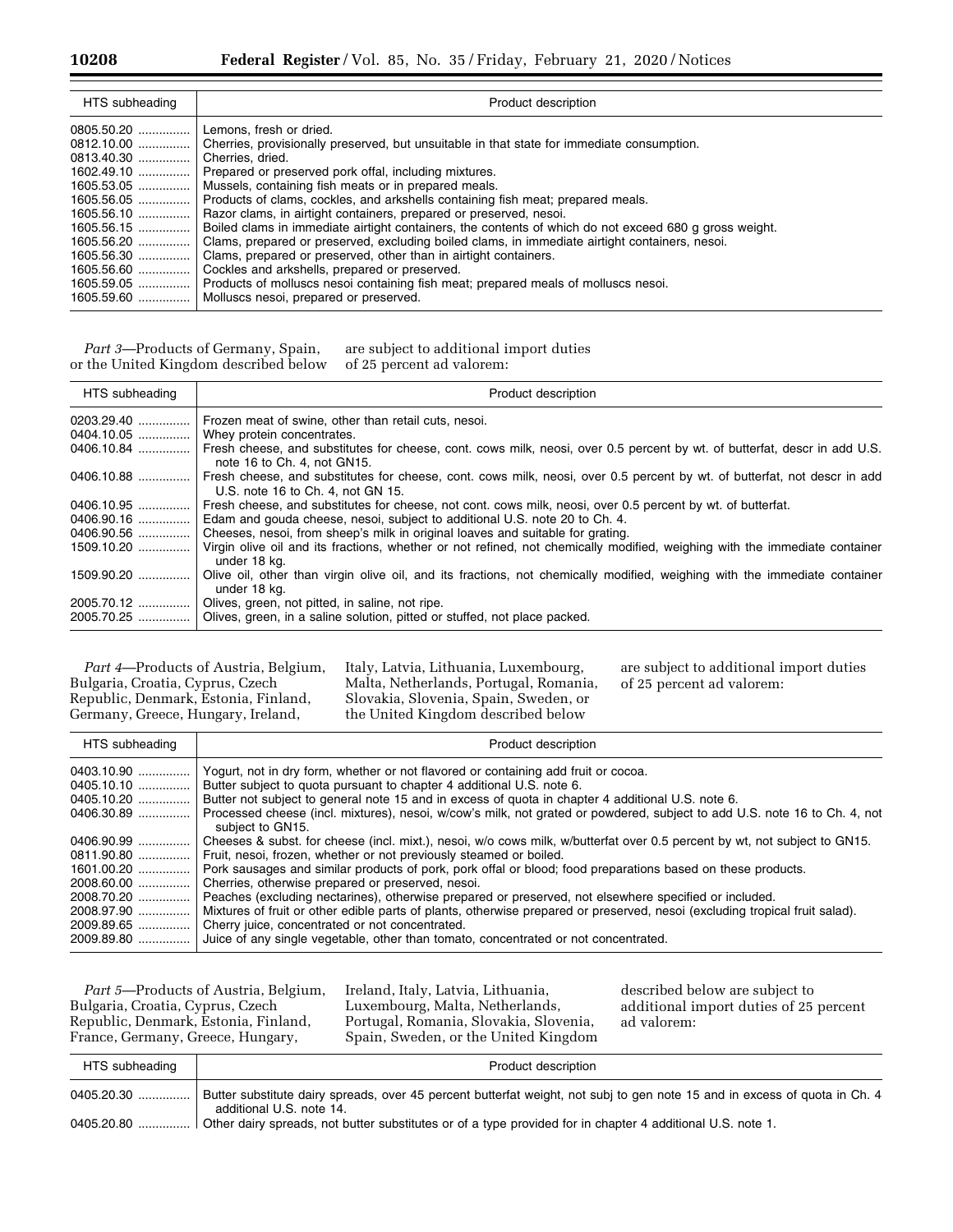| HTS subheading | Product description |
|---|---|
| 0805.50.20 | Lemons, fresh or dried. |
| 0812.10.00 | Cherries, provisionally preserved, but unsuitable in that state for immediate consumption. |
| 0813.40.30 | Cherries, dried. |
| 1602.49.10 | Prepared or preserved pork offal, including mixtures. |
| 1605.53.05 | Mussels, containing fish meats or in prepared meals. |
| 1605.56.05 | Products of clams, cockles, and arkshells containing fish meat; prepared meals. |
| 1605.56.10 | Razor clams, in airtight containers, prepared or preserved, nesoi. |
| 1605.56.15 | Boiled clams in immediate airtight containers, the contents of which do not exceed 680 g gross weight. |
| 1605.56.20 | Clams, prepared or preserved, excluding boiled clams, in immediate airtight containers, nesoi. |
| 1605.56.30 | Clams, prepared or preserved, other than in airtight containers. |
| 1605.56.60 | Cockles and arkshells, prepared or preserved. |
| 1605.59.05 | Products of molluscs nesoi containing fish meat; prepared meals of molluscs nesoi. |
| 1605.59.60 | Molluscs nesoi, prepared or preserved. |

*Part 3*—Products of Germany, Spain, or the United Kingdom described below are subject to additional import duties of 25 percent ad valorem:

| HTS subheading | Product description |
|---|---|
| 0203.29.40 | Frozen meat of swine, other than retail cuts, nesoi. |
| 0404.10.05 | Whey protein concentrates. |
| 0406.10.84 | Fresh cheese, and substitutes for cheese, cont. cows milk, neosi, over 0.5 percent by wt. of butterfat, descr in add U.S. note 16 to Ch. 4, not GN15. |
| 0406.10.88 | Fresh cheese, and substitutes for cheese, cont. cows milk, neosi, over 0.5 percent by wt. of butterfat, not descr in add U.S. note 16 to Ch. 4, not GN 15. |
| 0406.10.95 | Fresh cheese, and substitutes for cheese, not cont. cows milk, neosi, over 0.5 percent by wt. of butterfat. |
| 0406.90.16 | Edam and gouda cheese, nesoi, subject to additional U.S. note 20 to Ch. 4. |
| 0406.90.56 | Cheeses, nesoi, from sheep's milk in original loaves and suitable for grating. |
| 1509.10.20 | Virgin olive oil and its fractions, whether or not refined, not chemically modified, weighing with the immediate container under 18 kg. |
| 1509.90.20 | Olive oil, other than virgin olive oil, and its fractions, not chemically modified, weighing with the immediate container under 18 kg. |
| 2005.70.12 | Olives, green, not pitted, in saline, not ripe. |
| 2005.70.25 | Olives, green, in a saline solution, pitted or stuffed, not place packed. |

*Part 4*—Products of Austria, Belgium, Bulgaria, Croatia, Cyprus, Czech Republic, Denmark, Estonia, Finland, Germany, Greece, Hungary, Ireland, Italy, Latvia, Lithuania, Luxembourg, Malta, Netherlands, Portugal, Romania, Slovakia, Slovenia, Spain, Sweden, or the United Kingdom described below are subject to additional import duties of 25 percent ad valorem:

| HTS subheading | Product description |
|---|---|
| 0403.10.90 | Yogurt, not in dry form, whether or not flavored or containing add fruit or cocoa. |
| 0405.10.10 | Butter subject to quota pursuant to chapter 4 additional U.S. note 6. |
| 0405.10.20 | Butter not subject to general note 15 and in excess of quota in chapter 4 additional U.S. note 6. |
| 0406.30.89 | Processed cheese (incl. mixtures), nesoi, w/cow's milk, not grated or powdered, subject to add U.S. note 16 to Ch. 4, not subject to GN15. |
| 0406.90.99 | Cheeses & subst. for cheese (incl. mixt.), nesoi, w/o cows milk, w/butterfat over 0.5 percent by wt, not subject to GN15. |
| 0811.90.80 | Fruit, nesoi, frozen, whether or not previously steamed or boiled. |
| 1601.00.20 | Pork sausages and similar products of pork, pork offal or blood; food preparations based on these products. |
| 2008.60.00 | Cherries, otherwise prepared or preserved, nesoi. |
| 2008.70.20 | Peaches (excluding nectarines), otherwise prepared or preserved, not elsewhere specified or included. |
| 2008.97.90 | Mixtures of fruit or other edible parts of plants, otherwise prepared or preserved, nesoi (excluding tropical fruit salad). |
| 2009.89.65 | Cherry juice, concentrated or not concentrated. |
| 2009.89.80 | Juice of any single vegetable, other than tomato, concentrated or not concentrated. |

*Part 5*—Products of Austria, Belgium, Bulgaria, Croatia, Cyprus, Czech Republic, Denmark, Estonia, Finland, France, Germany, Greece, Hungary, Ireland, Italy, Latvia, Lithuania, Luxembourg, Malta, Netherlands, Portugal, Romania, Slovakia, Slovenia, Spain, Sweden, or the United Kingdom described below are subject to additional import duties of 25 percent ad valorem:

| HTS subheading | Product description |
|---|---|
| 0405.20.30 | Butter substitute dairy spreads, over 45 percent butterfat weight, not subj to gen note 15 and in excess of quota in Ch. 4 additional U.S. note 14. |
| 0405.20.80 | Other dairy spreads, not butter substitutes or of a type provided for in chapter 4 additional U.S. note 1. |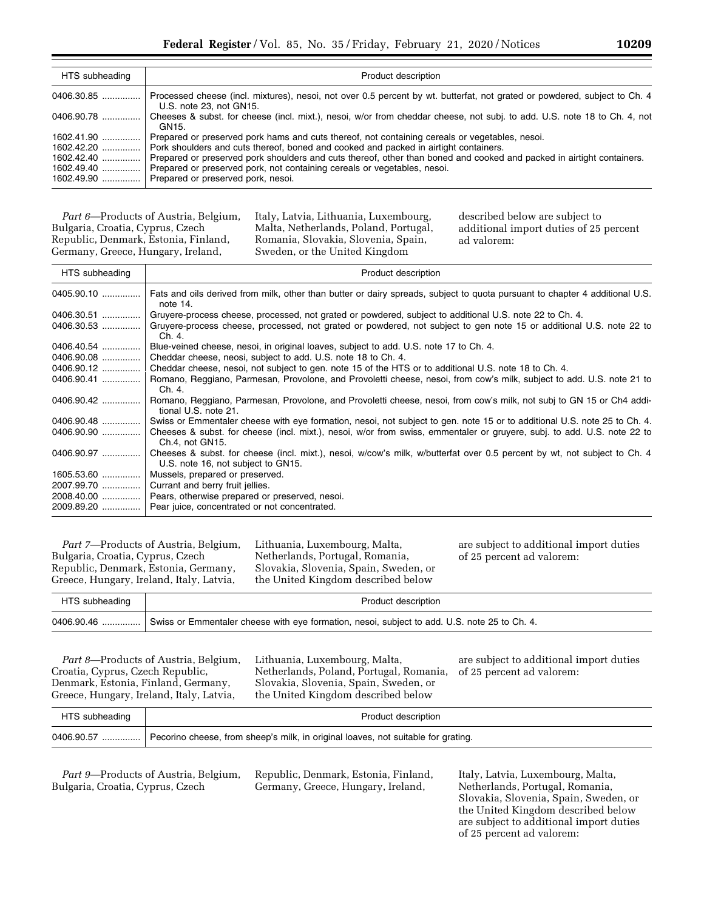| HTS subheading | Product description |
|---|---|
| 0406.30.85 | Processed cheese (incl. mixtures), nesoi, not over 0.5 percent by wt. butterfat, not grated or powdered, subject to Ch. 4 U.S. note 23, not GN15. |
| 0406.90.78 | Cheeses & subst. for cheese (incl. mixt.), nesoi, w/or from cheddar cheese, not subj. to add. U.S. note 18 to Ch. 4, not GN15. |
| 1602.41.90 | Prepared or preserved pork hams and cuts thereof, not containing cereals or vegetables, nesoi. |
| 1602.42.20 | Pork shoulders and cuts thereof, boned and cooked and packed in airtight containers. |
| 1602.42.40 | Prepared or preserved pork shoulders and cuts thereof, other than boned and cooked and packed in airtight containers. |
| 1602.49.40 | Prepared or preserved pork, not containing cereals or vegetables, nesoi. |
| 1602.49.90 | Prepared or preserved pork, nesoi. |

*Part 6*—Products of Austria, Belgium, Bulgaria, Croatia, Cyprus, Czech Republic, Denmark, Estonia, Finland, Germany, Greece, Hungary, Ireland, Italy, Latvia, Lithuania, Luxembourg, Malta, Netherlands, Poland, Portugal, Romania, Slovakia, Slovenia, Spain, Sweden, or the United Kingdom described below are subject to additional import duties of 25 percent ad valorem:

| HTS subheading | Product description |
|---|---|
| 0405.90.10 | Fats and oils derived from milk, other than butter or dairy spreads, subject to quota pursuant to chapter 4 additional U.S. note 14. |
| 0406.30.51 | Gruyere-process cheese, processed, not grated or powdered, subject to additional U.S. note 22 to Ch. 4. |
| 0406.30.53 | Gruyere-process cheese, processed, not grated or powdered, not subject to gen note 15 or additional U.S. note 22 to Ch. 4. |
| 0406.40.54 | Blue-veined cheese, nesoi, in original loaves, subject to add. U.S. note 17 to Ch. 4. |
| 0406.90.08 | Cheddar cheese, neosi, subject to add. U.S. note 18 to Ch. 4. |
| 0406.90.12 | Cheddar cheese, nesoi, not subject to gen. note 15 of the HTS or to additional U.S. note 18 to Ch. 4. |
| 0406.90.41 | Romano, Reggiano, Parmesan, Provolone, and Provoletti cheese, nesoi, from cow's milk, subject to add. U.S. note 21 to Ch. 4. |
| 0406.90.42 | Romano, Reggiano, Parmesan, Provolone, and Provoletti cheese, nesoi, from cow's milk, not subj to GN 15 or Ch4 additional U.S. note 21. |
| 0406.90.48 | Swiss or Emmentaler cheese with eye formation, nesoi, not subject to gen. note 15 or to additional U.S. note 25 to Ch. 4. |
| 0406.90.90 | Cheeses & subst. for cheese (incl. mixt.), nesoi, w/or from swiss, emmentaler or gruyere, subj. to add. U.S. note 22 to Ch.4, not GN15. |
| 0406.90.97 | Cheeses & subst. for cheese (incl. mixt.), nesoi, w/cow's milk, w/butterfat over 0.5 percent by wt, not subject to Ch. 4 U.S. note 16, not subject to GN15. |
| 1605.53.60 | Mussels, prepared or preserved. |
| 2007.99.70 | Currant and berry fruit jellies. |
| 2008.40.00 | Pears, otherwise prepared or preserved, nesoi. |
| 2009.89.20 | Pear juice, concentrated or not concentrated. |

*Part 7*—Products of Austria, Belgium, Bulgaria, Croatia, Cyprus, Czech Republic, Denmark, Estonia, Germany, Greece, Hungary, Ireland, Italy, Latvia, Lithuania, Luxembourg, Malta, Netherlands, Portugal, Romania, Slovakia, Slovenia, Spain, Sweden, or the United Kingdom described below are subject to additional import duties of 25 percent ad valorem:

| HTS subheading | Product description |
|---|---|
| 0406.90.46 | Swiss or Emmentaler cheese with eye formation, nesoi, subject to add. U.S. note 25 to Ch. 4. |

*Part 8*—Products of Austria, Belgium, Croatia, Cyprus, Czech Republic, Denmark, Estonia, Finland, Germany, Greece, Hungary, Ireland, Italy, Latvia, Lithuania, Luxembourg, Malta, Netherlands, Poland, Portugal, Romania, Slovakia, Slovenia, Spain, Sweden, or the United Kingdom described below are subject to additional import duties of 25 percent ad valorem:

| HTS subheading | Product description |
|---|---|
| 0406.90.57 | Pecorino cheese, from sheep's milk, in original loaves, not suitable for grating. |

*Part 9*—Products of Austria, Belgium, Bulgaria, Croatia, Cyprus, Czech Republic, Denmark, Estonia, Finland, Germany, Greece, Hungary, Ireland, Italy, Latvia, Luxembourg, Malta, Netherlands, Portugal, Romania, Slovakia, Slovenia, Spain, Sweden, or the United Kingdom described below are subject to additional import duties of 25 percent ad valorem: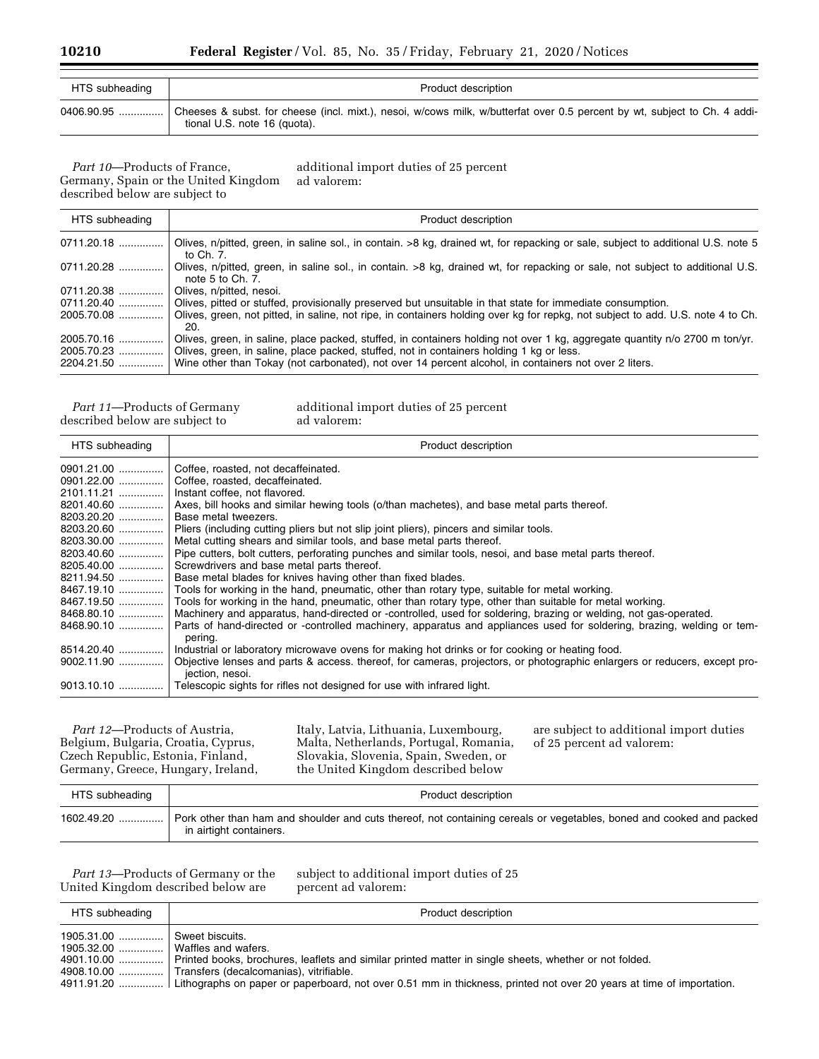| HTS subheading | Product description |
|---|---|
| 0406.90.95 ............... | Cheeses & subst. for cheese (incl. mixt.), nesoi, w/cows milk, w/butterfat over 0.5 percent by wt, subject to Ch. 4 additional U.S. note 16 (quota). |

*Part 10*—Products of France, Germany, Spain or the United Kingdom described below are subject to additional import duties of 25 percent ad valorem:

| HTS subheading | Product description |
|---|---|
| 0711.20.18 ............... | Olives, n/pitted, green, in saline sol., in contain. >8 kg, drained wt, for repacking or sale, subject to additional U.S. note 5 to Ch. 7. |
| 0711.20.28 ............... | Olives, n/pitted, green, in saline sol., in contain. >8 kg, drained wt, for repacking or sale, not subject to additional U.S. note 5 to Ch. 7. |
| 0711.20.38 ............... | Olives, n/pitted, nesoi. |
| 0711.20.40 ............... | Olives, pitted or stuffed, provisionally preserved but unsuitable in that state for immediate consumption. |
| 2005.70.08 ............... | Olives, green, not pitted, in saline, not ripe, in containers holding over kg for repkg, not subject to add. U.S. note 4 to Ch. 20. |
| 2005.70.16 ............... | Olives, green, in saline, place packed, stuffed, in containers holding not over 1 kg, aggregate quantity n/o 2700 m ton/yr. |
| 2005.70.23 ............... | Olives, green, in saline, place packed, stuffed, not in containers holding 1 kg or less. |
| 2204.21.50 ............... | Wine other than Tokay (not carbonated), not over 14 percent alcohol, in containers not over 2 liters. |

*Part 11*—Products of Germany described below are subject to additional import duties of 25 percent ad valorem:

| HTS subheading | Product description |
|---|---|
| 0901.21.00 ............... | Coffee, roasted, not decaffeinated. |
| 0901.22.00 ............... | Coffee, roasted, decaffeinated. |
| 2101.11.21 ............... | Instant coffee, not flavored. |
| 8201.40.60 ............... | Axes, bill hooks and similar hewing tools (o/than machetes), and base metal parts thereof. |
| 8203.20.20 ............... | Base metal tweezers. |
| 8203.20.60 ............... | Pliers (including cutting pliers but not slip joint pliers), pincers and similar tools. |
| 8203.30.00 ............... | Metal cutting shears and similar tools, and base metal parts thereof. |
| 8203.40.60 ............... | Pipe cutters, bolt cutters, perforating punches and similar tools, nesoi, and base metal parts thereof. |
| 8205.40.00 ............... | Screwdrivers and base metal parts thereof. |
| 8211.94.50 ............... | Base metal blades for knives having other than fixed blades. |
| 8467.19.10 ............... | Tools for working in the hand, pneumatic, other than rotary type, suitable for metal working. |
| 8467.19.50 ............... | Tools for working in the hand, pneumatic, other than rotary type, other than suitable for metal working. |
| 8468.80.10 ............... | Machinery and apparatus, hand-directed or -controlled, used for soldering, brazing or welding, not gas-operated. |
| 8468.90.10 ............... | Parts of hand-directed or -controlled machinery, apparatus and appliances used for soldering, brazing, welding or tempering. |
| 8514.20.40 ............... | Industrial or laboratory microwave ovens for making hot drinks or for cooking or heating food. |
| 9002.11.90 ............... | Objective lenses and parts & access. thereof, for cameras, projectors, or photographic enlargers or reducers, except projection, nesoi. |
| 9013.10.10 ............... | Telescopic sights for rifles not designed for use with infrared light. |

*Part 12*—Products of Austria, Belgium, Bulgaria, Croatia, Cyprus, Czech Republic, Estonia, Finland, Germany, Greece, Hungary, Ireland, Italy, Latvia, Lithuania, Luxembourg, Malta, Netherlands, Portugal, Romania, Slovakia, Slovenia, Spain, Sweden, or the United Kingdom described below are subject to additional import duties of 25 percent ad valorem:

| HTS subheading | Product description |
|---|---|
| 1602.49.20 ............... | Pork other than ham and shoulder and cuts thereof, not containing cereals or vegetables, boned and cooked and packed in airtight containers. |

*Part 13*—Products of Germany or the United Kingdom described below are subject to additional import duties of 25 percent ad valorem:

| HTS subheading | Product description |
|---|---|
| 1905.31.00 ............... | Sweet biscuits. |
| 1905.32.00 ............... | Waffles and wafers. |
| 4901.10.00 ............... | Printed books, brochures, leaflets and similar printed matter in single sheets, whether or not folded. |
| 4908.10.00 ............... | Transfers (decalcomanias), vitrifiable. |
| 4911.91.20 ............... | Lithographs on paper or paperboard, not over 0.51 mm in thickness, printed not over 20 years at time of importation. |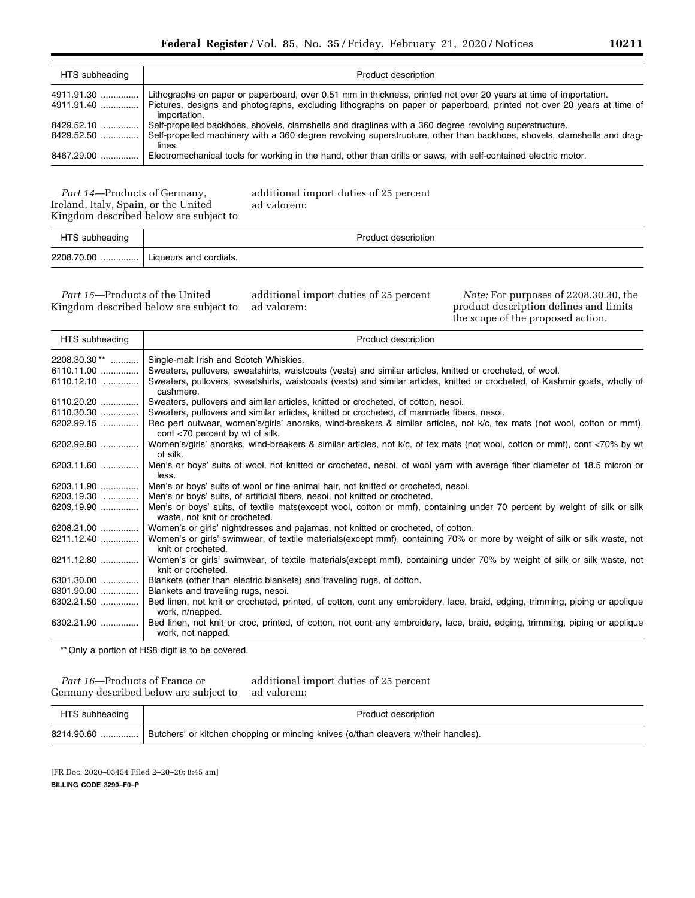| HTS subheading | Product description |
|---|---|
| 4911.91.30 | Lithographs on paper or paperboard, over 0.51 mm in thickness, printed not over 20 years at time of importation. |
| 4911.91.40 | Pictures, designs and photographs, excluding lithographs on paper or paperboard, printed not over 20 years at time of importation. |
| 8429.52.10 | Self-propelled backhoes, shovels, clamshells and draglines with a 360 degree revolving superstructure. |
| 8429.52.50 | Self-propelled machinery with a 360 degree revolving superstructure, other than backhoes, shovels, clamshells and draglines. |
| 8467.29.00 | Electromechanical tools for working in the hand, other than drills or saws, with self-contained electric motor. |

*Part 14*—Products of Germany, Ireland, Italy, Spain, or the United Kingdom described below are subject to additional import duties of 25 percent ad valorem:

| HTS subheading | Product description |
|---|---|
| 2208.70.00 | Liqueurs and cordials. |

*Part 15*—Products of the United Kingdom described below are subject to additional import duties of 25 percent ad valorem:

*Note:* For purposes of 2208.30.30, the product description defines and limits the scope of the proposed action.

| HTS subheading | Product description |
|---|---|
| 2208.30.30 ** | Single-malt Irish and Scotch Whiskies. |
| 6110.11.00 | Sweaters, pullovers, sweatshirts, waistcoats (vests) and similar articles, knitted or crocheted, of wool. |
| 6110.12.10 | Sweaters, pullovers, sweatshirts, waistcoats (vests) and similar articles, knitted or crocheted, of Kashmir goats, wholly of cashmere. |
| 6110.20.20 | Sweaters, pullovers and similar articles, knitted or crocheted, of cotton, nesoi. |
| 6110.30.30 | Sweaters, pullovers and similar articles, knitted or crocheted, of manmade fibers, nesoi. |
| 6202.99.15 | Rec perf outwear, women's/girls' anoraks, wind-breakers & similar articles, not k/c, tex mats (not wool, cotton or mmf), cont <70 percent by wt of silk. |
| 6202.99.80 | Women's/girls' anoraks, wind-breakers & similar articles, not k/c, of tex mats (not wool, cotton or mmf), cont <70% by wt of silk. |
| 6203.11.60 | Men's or boys' suits of wool, not knitted or crocheted, nesoi, of wool yarn with average fiber diameter of 18.5 micron or less. |
| 6203.11.90 | Men's or boys' suits of wool or fine animal hair, not knitted or crocheted, nesoi. |
| 6203.19.30 | Men's or boys' suits, of artificial fibers, nesoi, not knitted or crocheted. |
| 6203.19.90 | Men's or boys' suits, of textile mats(except wool, cotton or mmf), containing under 70 percent by weight of silk or silk waste, not knit or crocheted. |
| 6208.21.00 | Women's or girls' nightdresses and pajamas, not knitted or crocheted, of cotton. |
| 6211.12.40 | Women's or girls' swimwear, of textile materials(except mmf), containing 70% or more by weight of silk or silk waste, not knit or crocheted. |
| 6211.12.80 | Women's or girls' swimwear, of textile materials(except mmf), containing under 70% by weight of silk or silk waste, not knit or crocheted. |
| 6301.30.00 | Blankets (other than electric blankets) and traveling rugs, of cotton. |
| 6301.90.00 | Blankets and traveling rugs, nesoi. |
| 6302.21.50 | Bed linen, not knit or crocheted, printed, of cotton, cont any embroidery, lace, braid, edging, trimming, piping or applique work, n/napped. |
| 6302.21.90 | Bed linen, not knit or croc, printed, of cotton, not cont any embroidery, lace, braid, edging, trimming, piping or applique work, not napped. |

** Only a portion of HS8 digit is to be covered.

*Part 16*—Products of France or Germany described below are subject to additional import duties of 25 percent ad valorem:

| HTS subheading | Product description |
|---|---|
| 8214.90.60 | Butchers' or kitchen chopping or mincing knives (o/than cleavers w/their handles). |

[FR Doc. 2020–03454 Filed 2–20–20; 8:45 am]

**BILLING CODE 3290–F0–P**